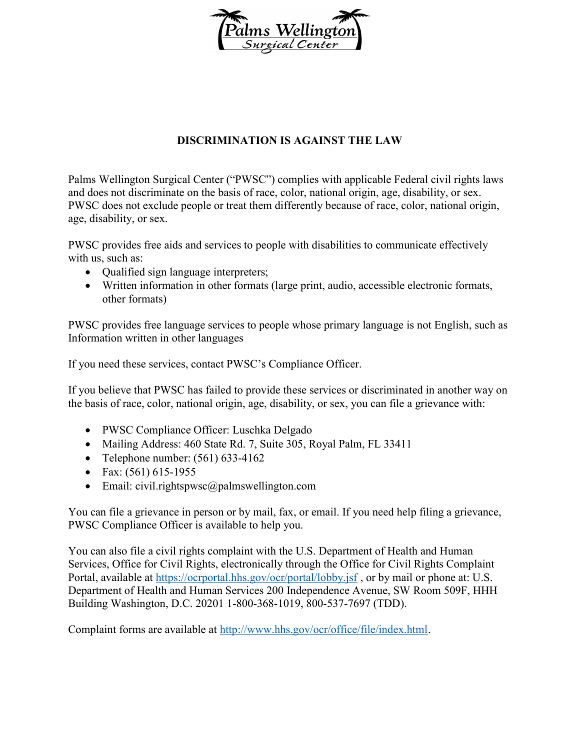Palms Wellington Surgical Center

# DISCRIMINATION IS AGAINST THE LAW

Palms Wellington Surgical Center ("PWSC") complies with applicable Federal civil rights laws and does not discriminate on the basis of race, color, national origin, age, disability, or sex. PWSC does not exclude people or treat them differently because of race, color, national origin, age, disability, or sex.

PWSC provides free aids and services to people with disabilities to communicate effectively with us, such as:

- Qualified sign language interpreters;
- Written information in other formats (large print, audio, accessible electronic formats, other formats)

PWSC provides free language services to people whose primary language is not English, such as Information written in other languages

If you need these services, contact PWSC's Compliance Officer.

If you believe that PWSC has failed to provide these services or discriminated in another way on the basis of race, color, national origin, age, disability, or sex, you can file a grievance with:

- PWSC Compliance Officer: Luschka Delgado
- Mailing Address: 460 State Rd. 7, Suite 305, Royal Palm, FL 33411
- Telephone number: (561) 633-4162
- Fax: (561) 615-1955
- Email: civil.rightspwsc@palmswellington.com

You can file a grievance in person or by mail, fax, or email. If you need help filing a grievance, PWSC Compliance Officer is available to help you.

You can also file a civil rights complaint with the U.S. Department of Health and Human Services, Office for Civil Rights, electronically through the Office for Civil Rights Complaint Portal, available at https://ocrportal.hhs.gov/ocr/portal/lobby.jsf , or by mail or phone at: U.S. Department of Health and Human Services 200 Independence Avenue, SW Room 509F, HHH Building Washington, D.C. 20201 1-800-368-1019, 800-537-7697 (TDD).

Complaint forms are available at http://www.hhs.gov/ocr/office/file/index.html.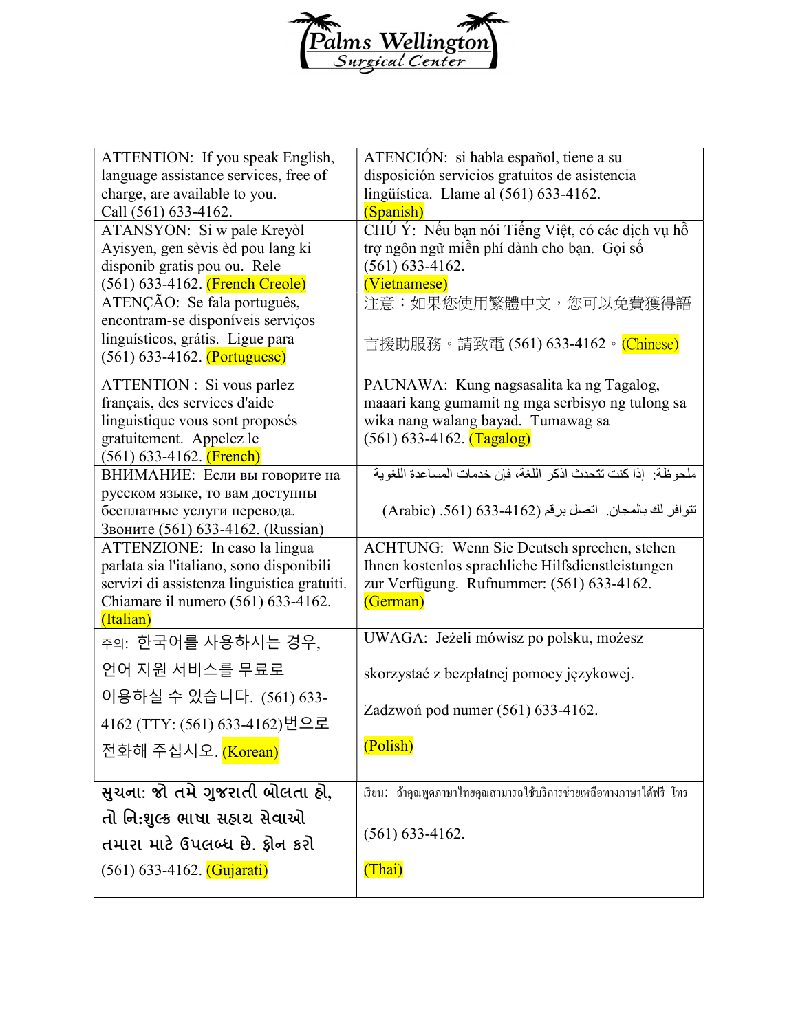Palms Wellington Surgical Center

| | |
|---|---|
| ATTENTION: If you speak English, language assistance services, free of charge, are available to you. Call (561) 633-4162. | ATENCIÓN: si habla español, tiene a su disposición servicios gratuitos de asistencia lingüística. Llame al (561) 633-4162. (Spanish) |
| ATANSYON: Si w pale Kreyòl Ayisyen, gen sèvis èd pou lang ki disponib gratis pou ou. Rele (561) 633-4162. (French Creole) | CHÚ Ý: Nếu bạn nói Tiếng Việt, có các dịch vụ hỗ trợ ngôn ngữ miễn phí dành cho bạn. Gọi số (561) 633-4162. (Vietnamese) |
| ATENÇÃO: Se fala português, encontram-se disponíveis serviços linguísticos, grátis. Ligue para (561) 633-4162. (Portuguese) | 注意：如果您使用繁體中文，您可以免費獲得語言援助服務。請致電 (561) 633-4162。(Chinese) |
| ATTENTION : Si vous parlez français, des services d'aide linguistique vous sont proposés gratuitement. Appelez le (561) 633-4162. (French) | PAUNAWA: Kung nagsasalita ka ng Tagalog, maaari kang gumamit ng mga serbisyo ng tulong sa wika nang walang bayad. Tumawag sa (561) 633-4162. (Tagalog) |
| ВНИМАНИЕ: Если вы говорите на русском языке, то вам доступны бесплатные услуги перевода. Звоните (561) 633-4162. (Russian) | ملحوظة: إذا كنت تتحدث اذكر اللغة، فإن خدمات المساعدة اللغوية تتوافر لك بالمجان. اتصل برقم (561) 633-4162. (Arabic) |
| ATTENZIONE: In caso la lingua parlata sia l'italiano, sono disponibili servizi di assistenza linguistica gratuiti. Chiamare il numero (561) 633-4162. (Italian) | ACHTUNG: Wenn Sie Deutsch sprechen, stehen Ihnen kostenlos sprachliche Hilfsdienstleistungen zur Verfügung. Rufnummer: (561) 633-4162. (German) |
| 주의: 한국어를 사용하시는 경우, 언어 지원 서비스를 무료로 이용하실 수 있습니다. (561) 633-4162 (TTY: (561) 633-4162)번으로 전화해 주십시오. (Korean) | UWAGA: Jeżeli mówisz po polsku, możesz skorzystać z bezpłatnej pomocy językowej. Zadzwoń pod numer (561) 633-4162. (Polish) |
| સુચના: જો તમે ગુજરાતી બોલતા હો, તો નિ:શુલ્ક ભાષા સહાય સેવાઓ તમારા માટે ઉપલબ્ધ છે. ફોન કરો (561) 633-4162. (Gujarati) | เรียน: ถ้าคุณพูดภาษาไทยคุณสามารถใช้บริการช่วยเหลือทางภาษาได้ฟรี โทร (561) 633-4162. (Thai) |